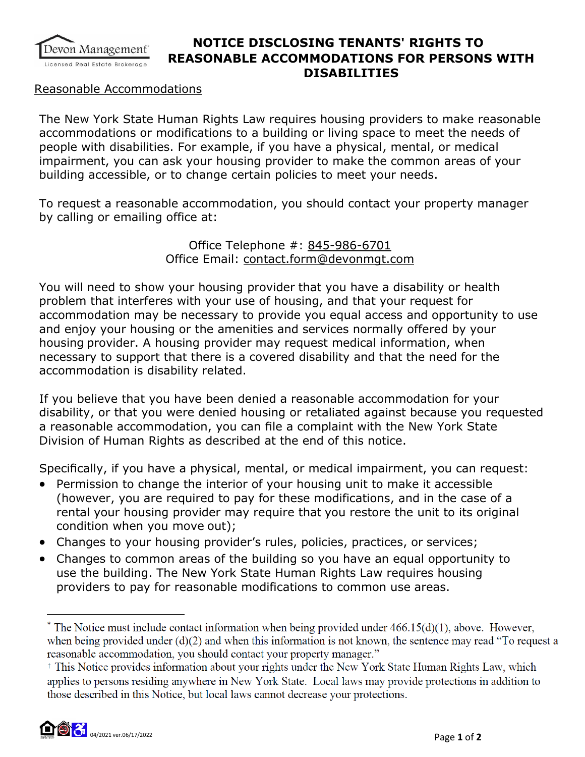Devon Management
Licensed Real Estate Brokerage

# NOTICE DISCLOSING TENANTS' RIGHTS TO REASONABLE ACCOMMODATIONS FOR PERSONS WITH DISABILITIES

## Reasonable Accommodations

The New York State Human Rights Law requires housing providers to make reasonable accommodations or modifications to a building or living space to meet the needs of people with disabilities. For example, if you have a physical, mental, or medical impairment, you can ask your housing provider to make the common areas of your building accessible, or to change certain policies to meet your needs.

To request a reasonable accommodation, you should contact your property manager by calling or emailing office at:

Office Telephone #: 845-986-6701
Office Email: contact.form@devonmgt.com

You will need to show your housing provider that you have a disability or health problem that interferes with your use of housing, and that your request for accommodation may be necessary to provide you equal access and opportunity to use and enjoy your housing or the amenities and services normally offered by your housing provider. A housing provider may request medical information, when necessary to support that there is a covered disability and that the need for the accommodation is disability related.

If you believe that you have been denied a reasonable accommodation for your disability, or that you were denied housing or retaliated against because you requested a reasonable accommodation, you can file a complaint with the New York State Division of Human Rights as described at the end of this notice.

Specifically, if you have a physical, mental, or medical impairment, you can request:

- Permission to change the interior of your housing unit to make it accessible (however, you are required to pay for these modifications, and in the case of a rental your housing provider may require that you restore the unit to its original condition when you move out);
- Changes to your housing provider's rules, policies, practices, or services;
- Changes to common areas of the building so you have an equal opportunity to use the building. The New York State Human Rights Law requires housing providers to pay for reasonable modifications to common use areas.

---

[*] The Notice must include contact information when being provided under 466.15(d)(1), above. However, when being provided under (d)(2) and when this information is not known, the sentence may read "To request a reasonable accommodation, you should contact your property manager."

[†] This Notice provides information about your rights under the New York State Human Rights Law, which applies to persons residing anywhere in New York State. Local laws may provide protections in addition to those described in this Notice, but local laws cannot decrease your protections.

04/2021 ver.06/17/2022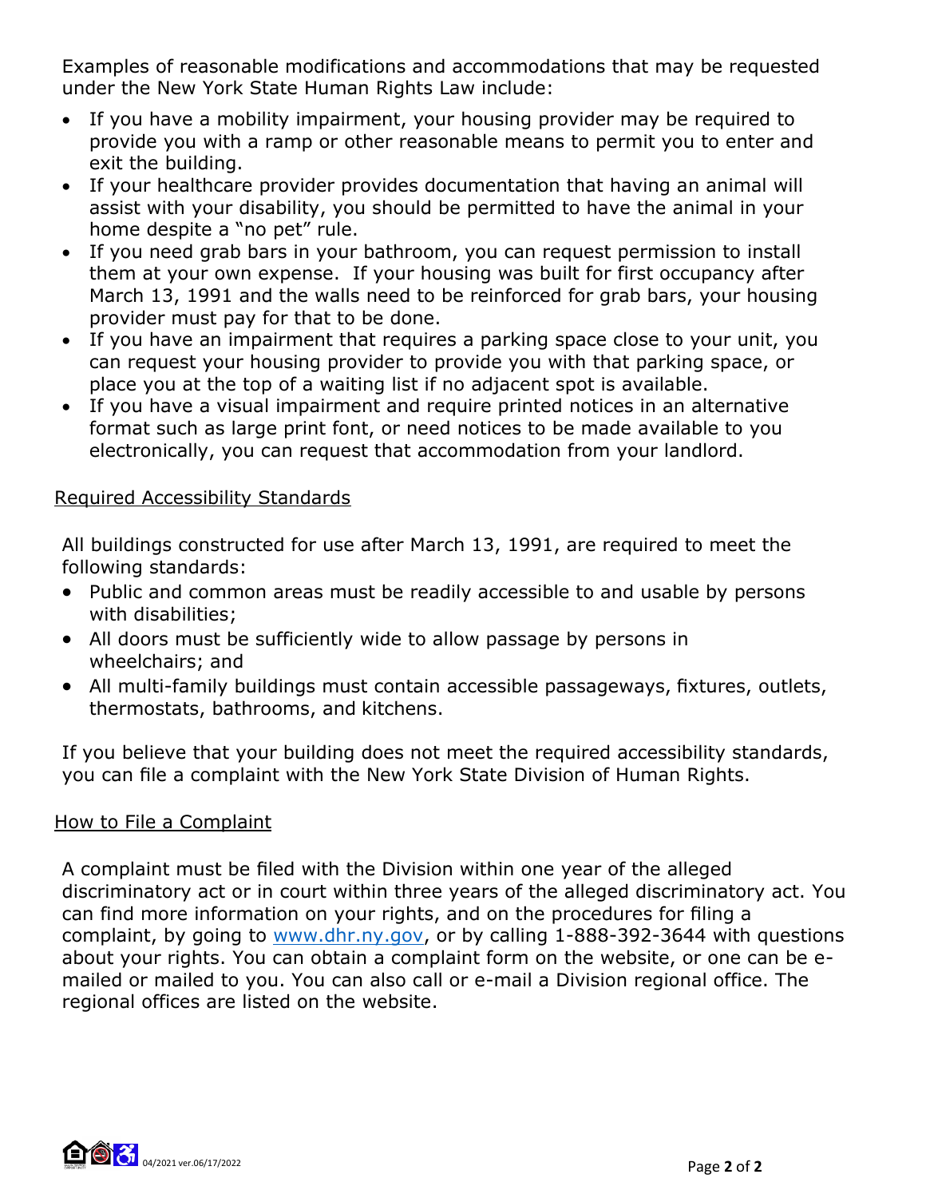Examples of reasonable modifications and accommodations that may be requested under the New York State Human Rights Law include:

- If you have a mobility impairment, your housing provider may be required to provide you with a ramp or other reasonable means to permit you to enter and exit the building.
- If your healthcare provider provides documentation that having an animal will assist with your disability, you should be permitted to have the animal in your home despite a "no pet" rule.
- If you need grab bars in your bathroom, you can request permission to install them at your own expense. If your housing was built for first occupancy after March 13, 1991 and the walls need to be reinforced for grab bars, your housing provider must pay for that to be done.
- If you have an impairment that requires a parking space close to your unit, you can request your housing provider to provide you with that parking space, or place you at the top of a waiting list if no adjacent spot is available.
- If you have a visual impairment and require printed notices in an alternative format such as large print font, or need notices to be made available to you electronically, you can request that accommodation from your landlord.

## Required Accessibility Standards

All buildings constructed for use after March 13, 1991, are required to meet the following standards:

- Public and common areas must be readily accessible to and usable by persons with disabilities;
- All doors must be sufficiently wide to allow passage by persons in wheelchairs; and
- All multi-family buildings must contain accessible passageways, fixtures, outlets, thermostats, bathrooms, and kitchens.

If you believe that your building does not meet the required accessibility standards, you can file a complaint with the New York State Division of Human Rights.

## How to File a Complaint

A complaint must be filed with the Division within one year of the alleged discriminatory act or in court within three years of the alleged discriminatory act. You can find more information on your rights, and on the procedures for filing a complaint, by going to www.dhr.ny.gov, or by calling 1-888-392-3644 with questions about your rights. You can obtain a complaint form on the website, or one can be e-mailed or mailed to you. You can also call or e-mail a Division regional office. The regional offices are listed on the website.

04/2021 ver.06/17/2022